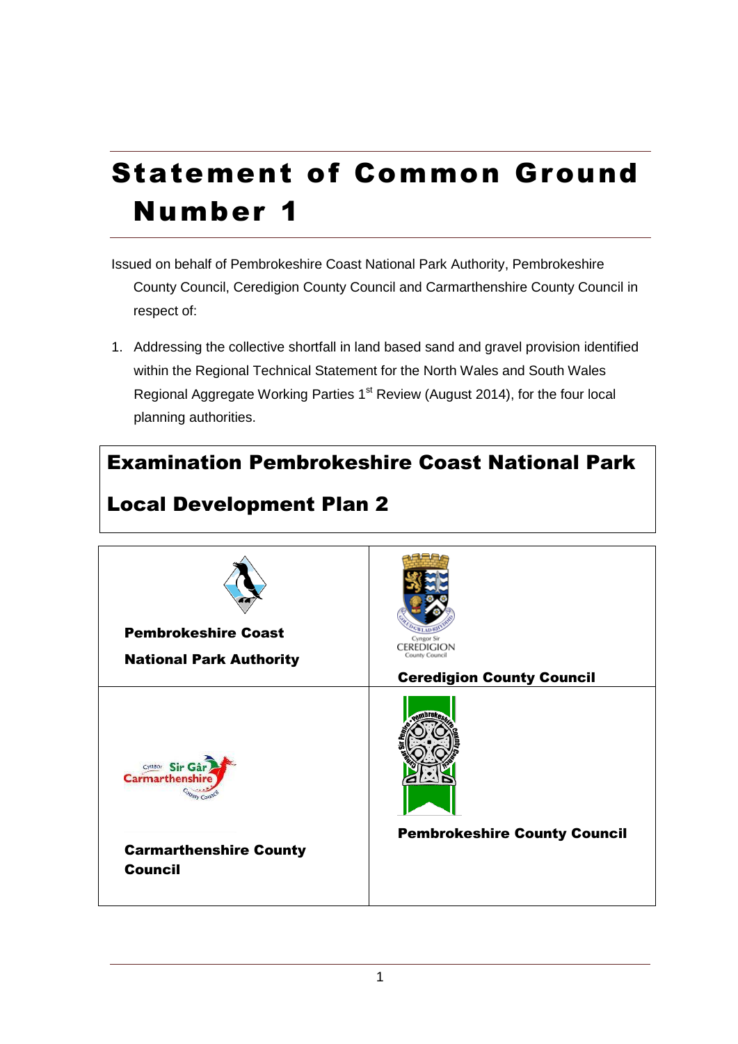# Statement of Common Ground Number 1

Issued on behalf of Pembrokeshire Coast National Park Authority, Pembrokeshire County Council, Ceredigion County Council and Carmarthenshire County Council in respect of:

1. Addressing the collective shortfall in land based sand and gravel provision identified within the Regional Technical Statement for the North Wales and South Wales Regional Aggregate Working Parties 1st Review (August 2014), for the four local planning authorities.

## Examination Pembrokeshire Coast National Park Local Development Plan 2

| | |
|---|---|
| **Pembrokeshire Coast National Park Authority** | **Ceredigion County Council** |
| **Carmarthenshire County Council** | **Pembrokeshire County Council** |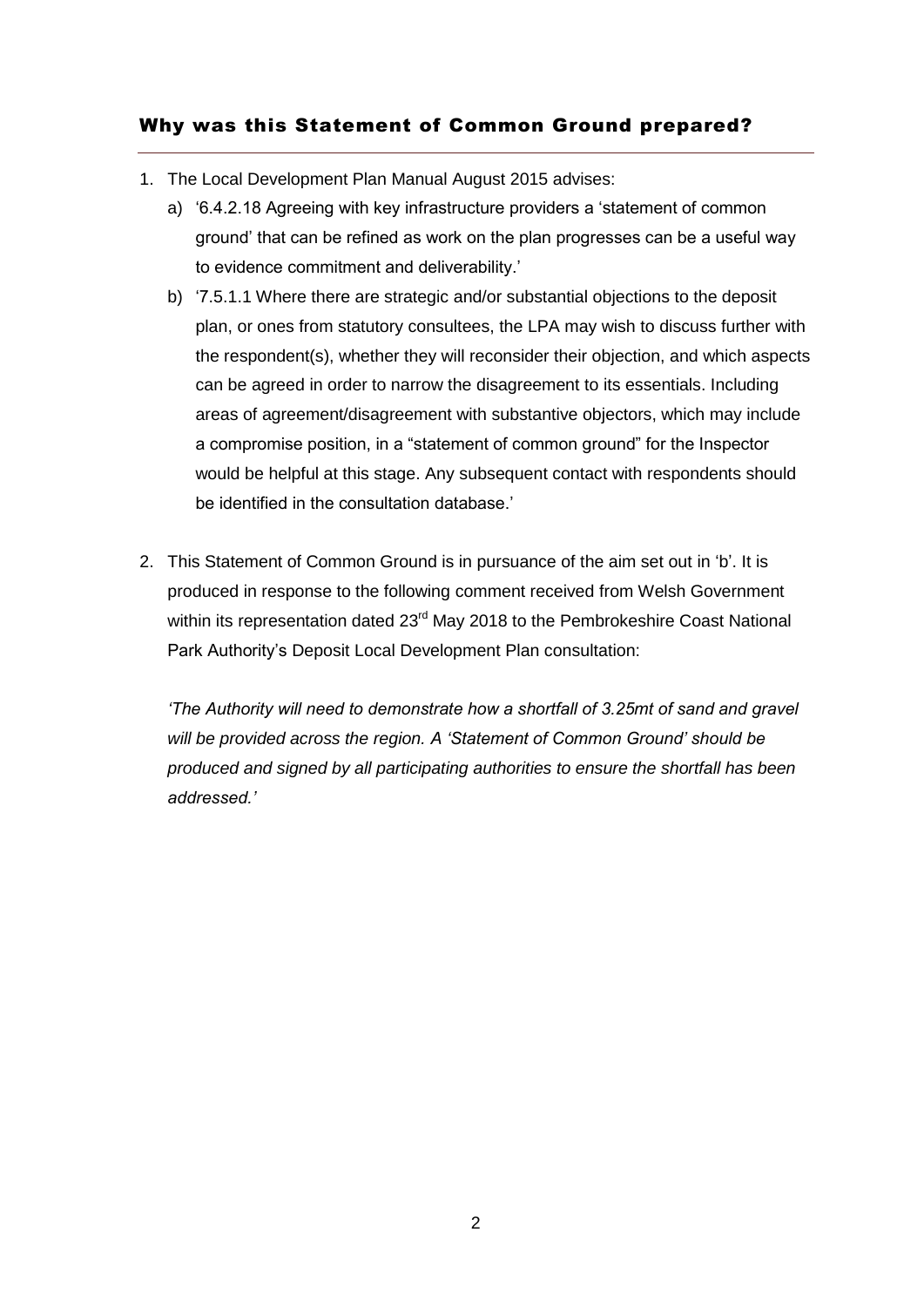## Why was this Statement of Common Ground prepared?

1. The Local Development Plan Manual August 2015 advises:
   a) '6.4.2.18 Agreeing with key infrastructure providers a 'statement of common ground' that can be refined as work on the plan progresses can be a useful way to evidence commitment and deliverability.'
   b) '7.5.1.1 Where there are strategic and/or substantial objections to the deposit plan, or ones from statutory consultees, the LPA may wish to discuss further with the respondent(s), whether they will reconsider their objection, and which aspects can be agreed in order to narrow the disagreement to its essentials. Including areas of agreement/disagreement with substantive objectors, which may include a compromise position, in a "statement of common ground" for the Inspector would be helpful at this stage. Any subsequent contact with respondents should be identified in the consultation database.'

2. This Statement of Common Ground is in pursuance of the aim set out in 'b'. It is produced in response to the following comment received from Welsh Government within its representation dated 23rd May 2018 to the Pembrokeshire Coast National Park Authority's Deposit Local Development Plan consultation:

   *'The Authority will need to demonstrate how a shortfall of 3.25mt of sand and gravel will be provided across the region. A 'Statement of Common Ground' should be produced and signed by all participating authorities to ensure the shortfall has been addressed.'*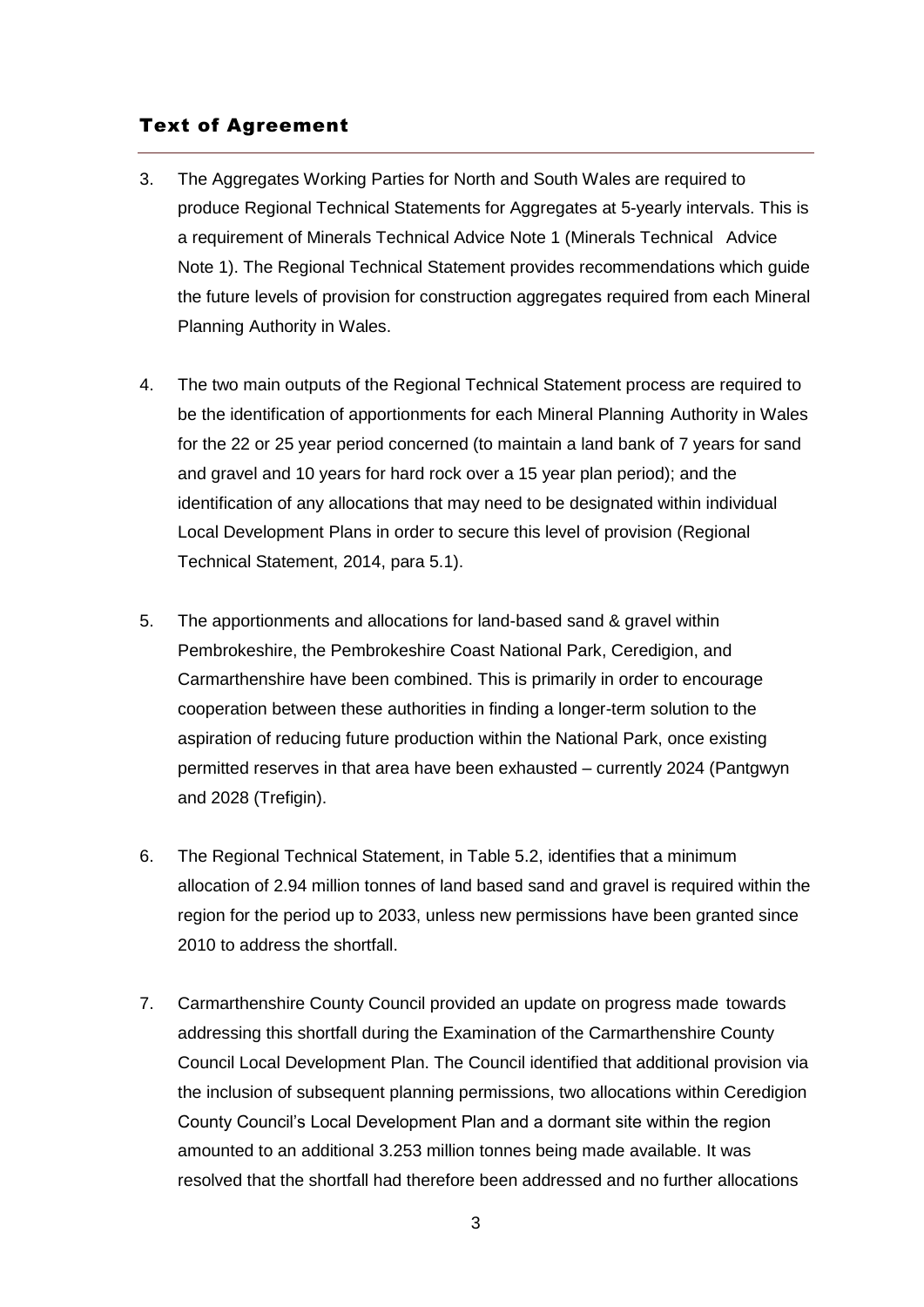## Text of Agreement

3. The Aggregates Working Parties for North and South Wales are required to produce Regional Technical Statements for Aggregates at 5-yearly intervals. This is a requirement of Minerals Technical Advice Note 1 (Minerals Technical Advice Note 1). The Regional Technical Statement provides recommendations which guide the future levels of provision for construction aggregates required from each Mineral Planning Authority in Wales.

4. The two main outputs of the Regional Technical Statement process are required to be the identification of apportionments for each Mineral Planning Authority in Wales for the 22 or 25 year period concerned (to maintain a land bank of 7 years for sand and gravel and 10 years for hard rock over a 15 year plan period); and the identification of any allocations that may need to be designated within individual Local Development Plans in order to secure this level of provision (Regional Technical Statement, 2014, para 5.1).

5. The apportionments and allocations for land-based sand & gravel within Pembrokeshire, the Pembrokeshire Coast National Park, Ceredigion, and Carmarthenshire have been combined. This is primarily in order to encourage cooperation between these authorities in finding a longer-term solution to the aspiration of reducing future production within the National Park, once existing permitted reserves in that area have been exhausted – currently 2024 (Pantgwyn and 2028 (Trefigin).

6. The Regional Technical Statement, in Table 5.2, identifies that a minimum allocation of 2.94 million tonnes of land based sand and gravel is required within the region for the period up to 2033, unless new permissions have been granted since 2010 to address the shortfall.

7. Carmarthenshire County Council provided an update on progress made towards addressing this shortfall during the Examination of the Carmarthenshire County Council Local Development Plan. The Council identified that additional provision via the inclusion of subsequent planning permissions, two allocations within Ceredigion County Council's Local Development Plan and a dormant site within the region amounted to an additional 3.253 million tonnes being made available. It was resolved that the shortfall had therefore been addressed and no further allocations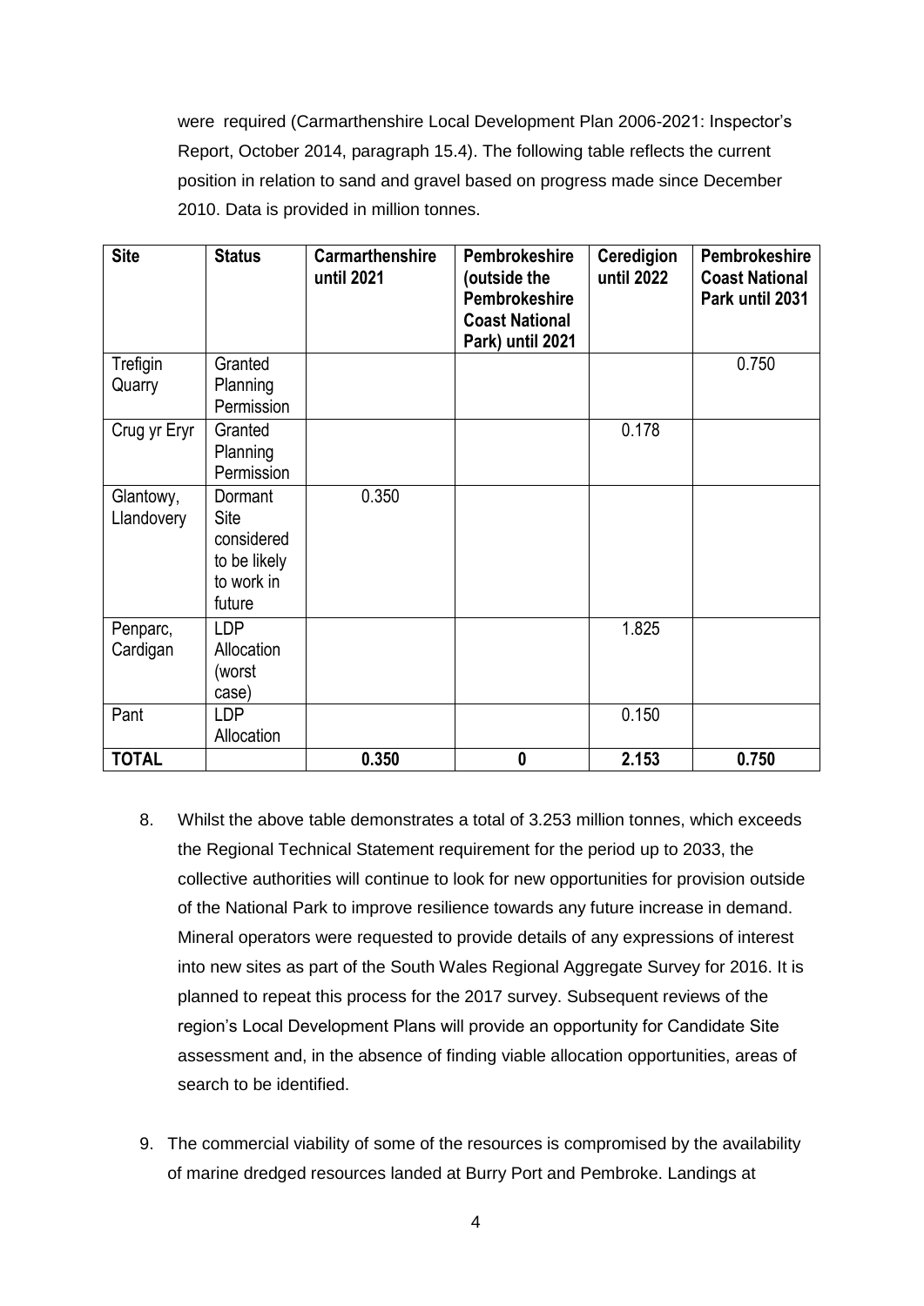were required (Carmarthenshire Local Development Plan 2006-2021: Inspector's Report, October 2014, paragraph 15.4). The following table reflects the current position in relation to sand and gravel based on progress made since December 2010. Data is provided in million tonnes.

| Site | Status | Carmarthenshire until 2021 | Pembrokeshire (outside the Pembrokeshire Coast National Park) until 2021 | Ceredigion until 2022 | Pembrokeshire Coast National Park until 2031 |
|---|---|---|---|---|---|
| Trefigin Quarry | Granted Planning Permission | | | | 0.750 |
| Crug yr Eryr | Granted Planning Permission | | | 0.178 | |
| Glantowy, Llandovery | Dormant Site considered to be likely to work in future | 0.350 | | | |
| Penparc, Cardigan | LDP Allocation (worst case) | | | 1.825 | |
| Pant | LDP Allocation | | | 0.150 | |
| **TOTAL** | | **0.350** | **0** | **2.153** | **0.750** |

8. Whilst the above table demonstrates a total of 3.253 million tonnes, which exceeds the Regional Technical Statement requirement for the period up to 2033, the collective authorities will continue to look for new opportunities for provision outside of the National Park to improve resilience towards any future increase in demand. Mineral operators were requested to provide details of any expressions of interest into new sites as part of the South Wales Regional Aggregate Survey for 2016. It is planned to repeat this process for the 2017 survey. Subsequent reviews of the region's Local Development Plans will provide an opportunity for Candidate Site assessment and, in the absence of finding viable allocation opportunities, areas of search to be identified.

9. The commercial viability of some of the resources is compromised by the availability of marine dredged resources landed at Burry Port and Pembroke. Landings at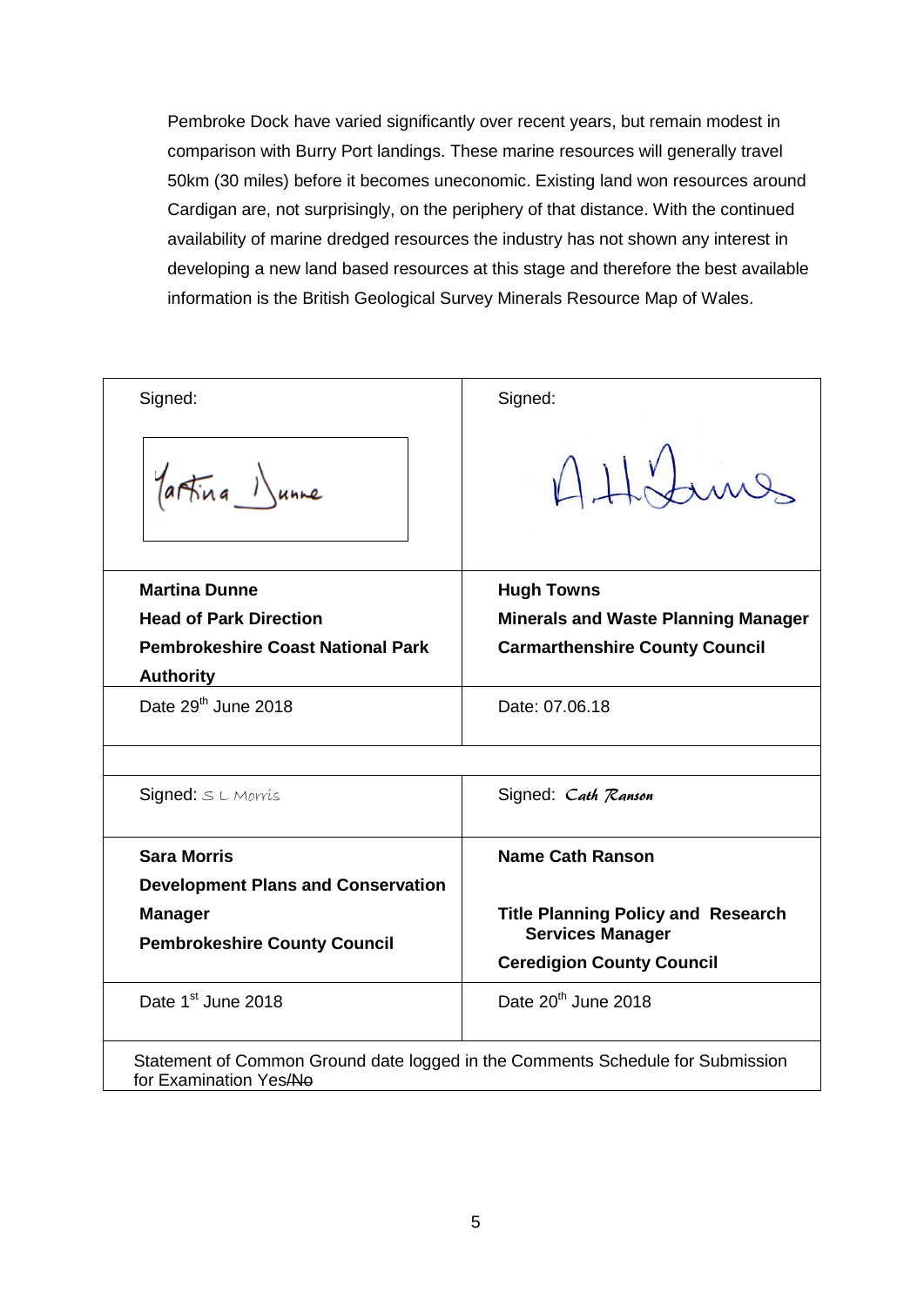Pembroke Dock have varied significantly over recent years, but remain modest in comparison with Burry Port landings. These marine resources will generally travel 50km (30 miles) before it becomes uneconomic. Existing land won resources around Cardigan are, not surprisingly, on the periphery of that distance. With the continued availability of marine dredged resources the industry has not shown any interest in developing a new land based resources at this stage and therefore the best available information is the British Geological Survey Minerals Resource Map of Wales.

| | |
|---|---|
| Signed: | Signed: |
| **Martina Dunne**<br>**Head of Park Direction**<br>**Pembrokeshire Coast National Park Authority** | **Hugh Towns**<br>**Minerals and Waste Planning Manager**<br>**Carmarthenshire County Council** |
| Date 29th June 2018 | Date: 07.06.18 |
| | |
| Signed: S L Morris | Signed: *Cath Ranson* |
| **Sara Morris**<br>**Development Plans and Conservation Manager**<br>**Pembrokeshire County Council** | **Name Cath Ranson**<br><br>**Title Planning Policy and Research Services Manager**<br>**Ceredigion County Council** |
| Date 1st June 2018 | Date 20th June 2018 |

Statement of Common Ground date logged in the Comments Schedule for Submission for Examination Yes/~~No~~